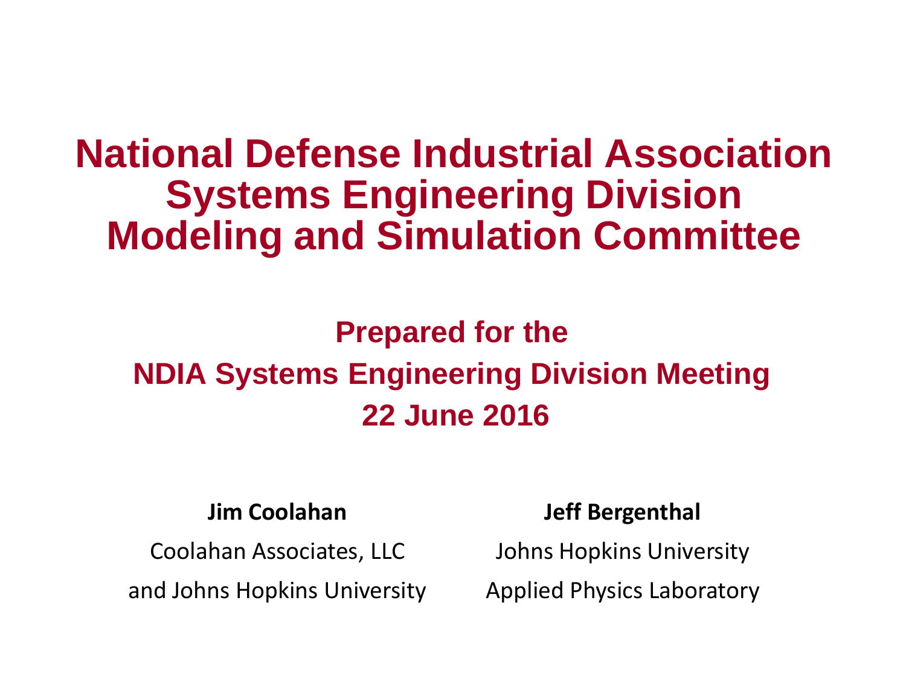# National Defense Industrial Association Systems Engineering Division Modeling and Simulation Committee

## Prepared for the NDIA Systems Engineering Division Meeting 22 June 2016

**Jim Coolahan**

Coolahan Associates, LLC

and Johns Hopkins University

**Jeff Bergenthal**

Johns Hopkins University

Applied Physics Laboratory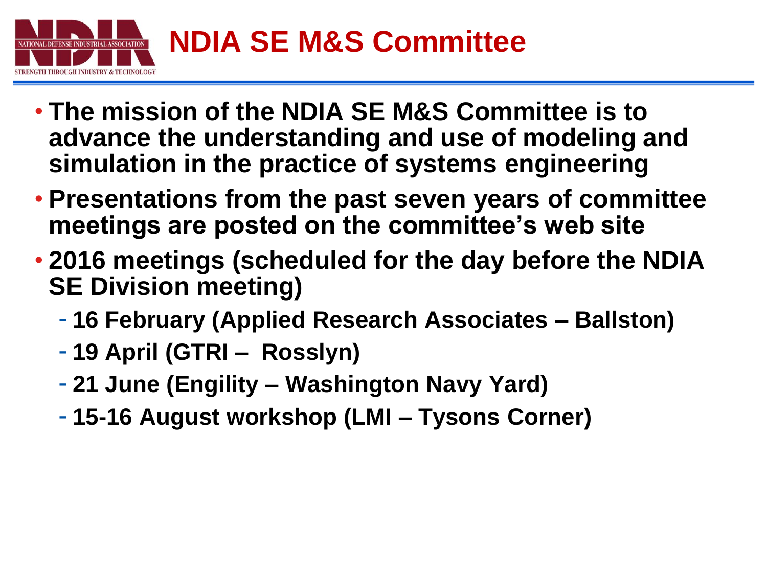# NDIA SE M&S Committee

- The mission of the NDIA SE M&S Committee is to advance the understanding and use of modeling and simulation in the practice of systems engineering
- Presentations from the past seven years of committee meetings are posted on the committee's web site
- 2016 meetings (scheduled for the day before the NDIA SE Division meeting)
  - 16 February (Applied Research Associates – Ballston)
  - 19 April (GTRI – Rosslyn)
  - 21 June (Engility – Washington Navy Yard)
  - 15-16 August workshop (LMI – Tysons Corner)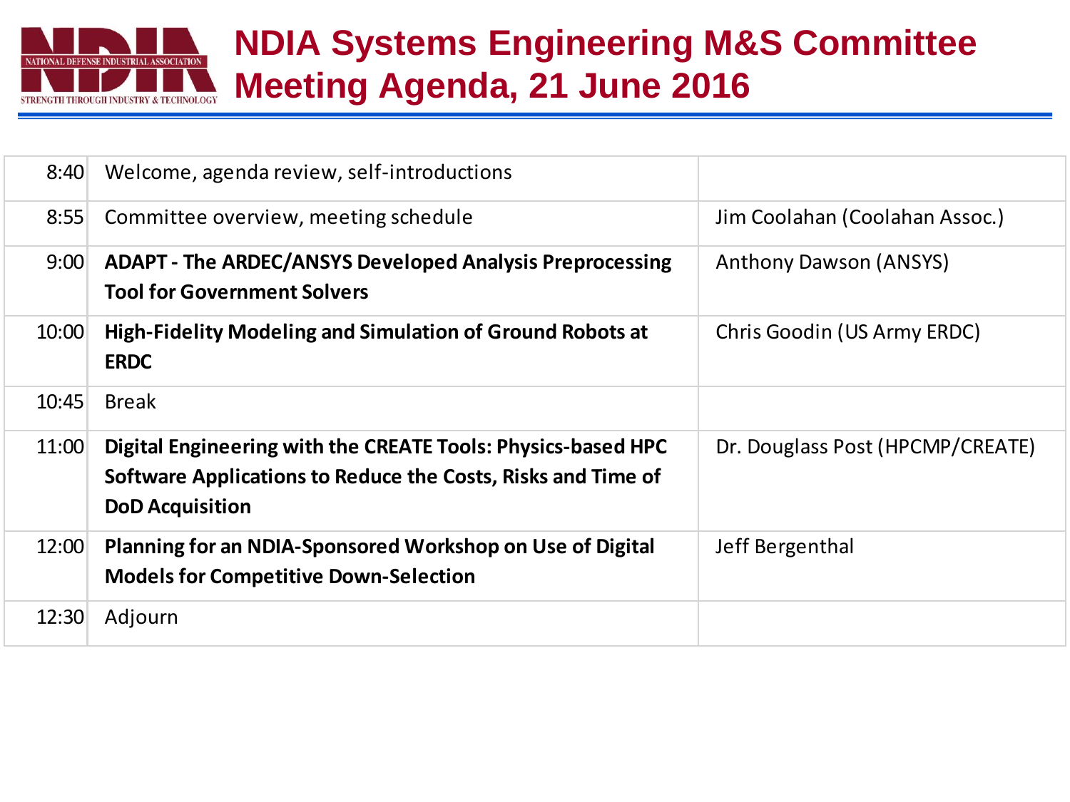# NDIA Systems Engineering M&S Committee Meeting Agenda, 21 June 2016

| Time | Topic | Presenter |
|---|---|---|
| 8:40 | Welcome, agenda review, self-introductions | |
| 8:55 | Committee overview, meeting schedule | Jim Coolahan (Coolahan Assoc.) |
| 9:00 | **ADAPT - The ARDEC/ANSYS Developed Analysis Preprocessing Tool for Government Solvers** | Anthony Dawson (ANSYS) |
| 10:00 | **High-Fidelity Modeling and Simulation of Ground Robots at ERDC** | Chris Goodin (US Army ERDC) |
| 10:45 | Break | |
| 11:00 | **Digital Engineering with the CREATE Tools: Physics-based HPC Software Applications to Reduce the Costs, Risks and Time of DoD Acquisition** | Dr. Douglass Post (HPCMP/CREATE) |
| 12:00 | **Planning for an NDIA-Sponsored Workshop on Use of Digital Models for Competitive Down-Selection** | Jeff Bergenthal |
| 12:30 | Adjourn | |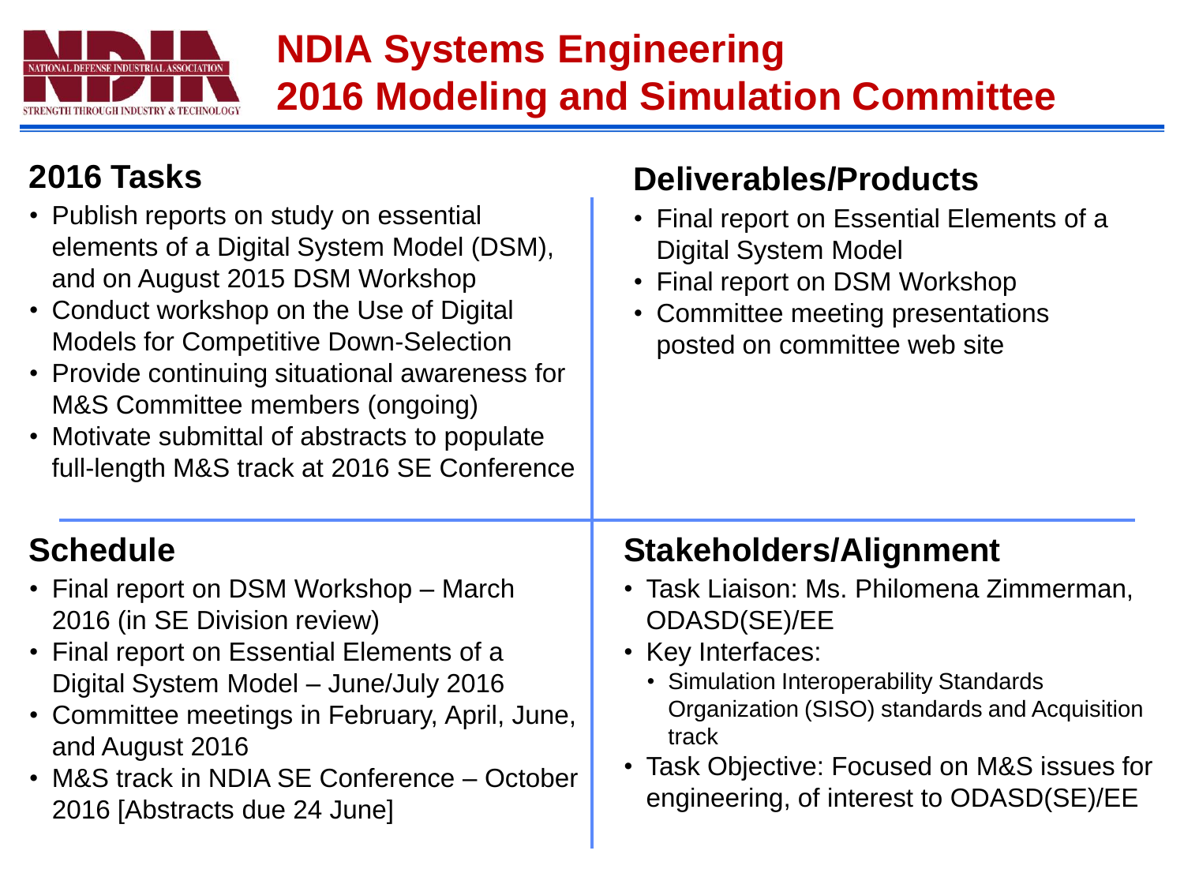# NDIA Systems Engineering 2016 Modeling and Simulation Committee

## 2016 Tasks

- Publish reports on study on essential elements of a Digital System Model (DSM), and on August 2015 DSM Workshop
- Conduct workshop on the Use of Digital Models for Competitive Down-Selection
- Provide continuing situational awareness for M&S Committee members (ongoing)
- Motivate submittal of abstracts to populate full-length M&S track at 2016 SE Conference

## Deliverables/Products

- Final report on Essential Elements of a Digital System Model
- Final report on DSM Workshop
- Committee meeting presentations posted on committee web site

## Schedule

- Final report on DSM Workshop – March 2016 (in SE Division review)
- Final report on Essential Elements of a Digital System Model – June/July 2016
- Committee meetings in February, April, June, and August 2016
- M&S track in NDIA SE Conference – October 2016 [Abstracts due 24 June]

## Stakeholders/Alignment

- Task Liaison: Ms. Philomena Zimmerman, ODASD(SE)/EE
- Key Interfaces:
  - Simulation Interoperability Standards Organization (SISO) standards and Acquisition track
- Task Objective: Focused on M&S issues for engineering, of interest to ODASD(SE)/EE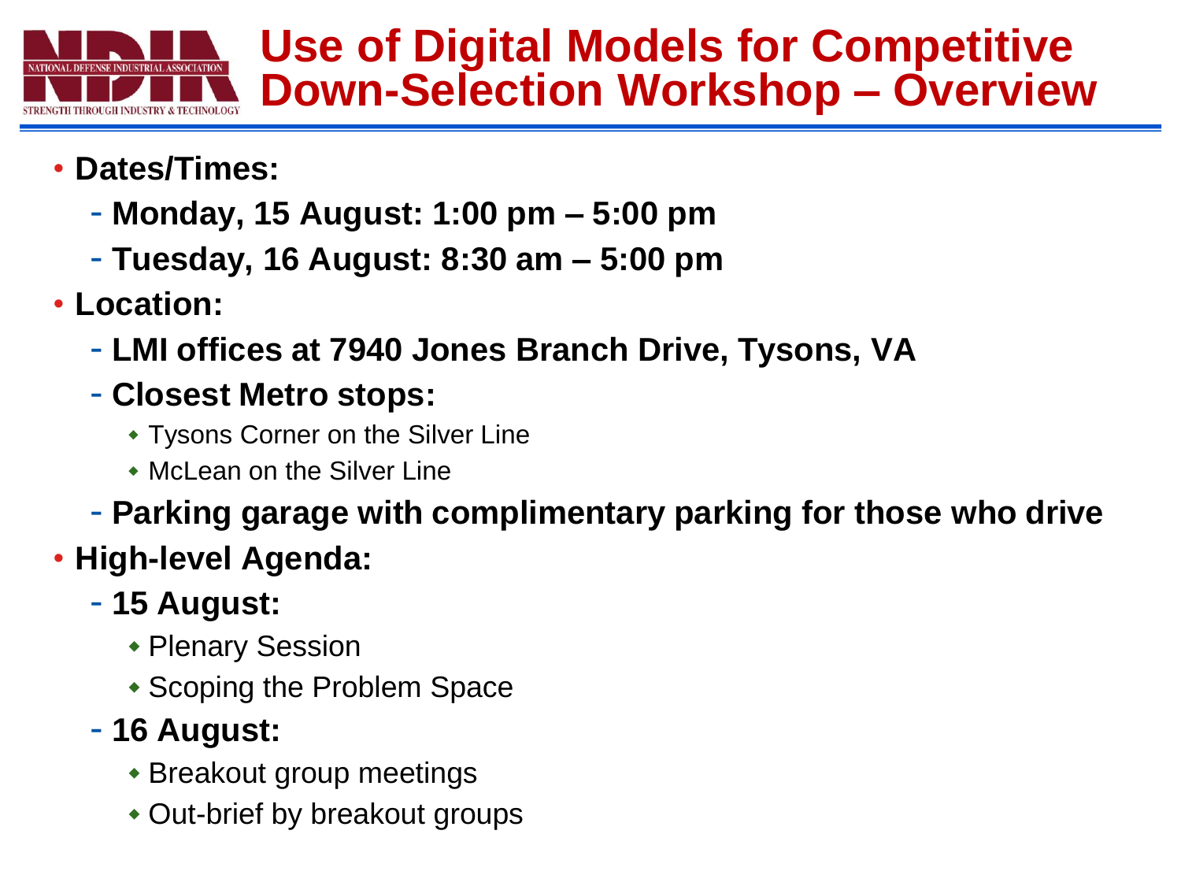# Use of Digital Models for Competitive Down-Selection Workshop – Overview

- **Dates/Times:**
  - **Monday, 15 August: 1:00 pm – 5:00 pm**
  - **Tuesday, 16 August: 8:30 am – 5:00 pm**
- **Location:**
  - **LMI offices at 7940 Jones Branch Drive, Tysons, VA**
  - **Closest Metro stops:**
    - Tysons Corner on the Silver Line
    - McLean on the Silver Line
  - **Parking garage with complimentary parking for those who drive**
- **High-level Agenda:**
  - **15 August:**
    - Plenary Session
    - Scoping the Problem Space
  - **16 August:**
    - Breakout group meetings
    - Out-brief by breakout groups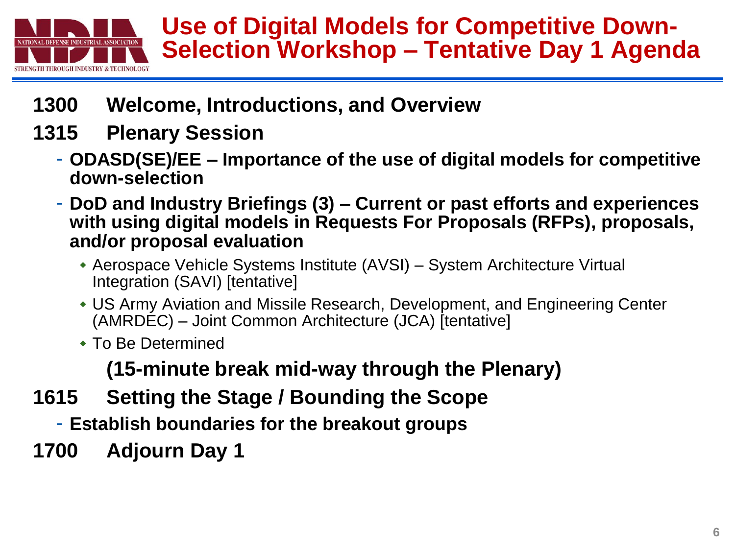# Use of Digital Models for Competitive Down-Selection Workshop – Tentative Day 1 Agenda

**1300 Welcome, Introductions, and Overview**

**1315 Plenary Session**

- **ODASD(SE)/EE – Importance of the use of digital models for competitive down-selection**
- **DoD and Industry Briefings (3) – Current or past efforts and experiences with using digital models in Requests For Proposals (RFPs), proposals, and/or proposal evaluation**
  - Aerospace Vehicle Systems Institute (AVSI) – System Architecture Virtual Integration (SAVI) [tentative]
  - US Army Aviation and Missile Research, Development, and Engineering Center (AMRDEC) – Joint Common Architecture (JCA) [tentative]
  - To Be Determined

**(15-minute break mid-way through the Plenary)**

**1615 Setting the Stage / Bounding the Scope**

- **Establish boundaries for the breakout groups**

**1700 Adjourn Day 1**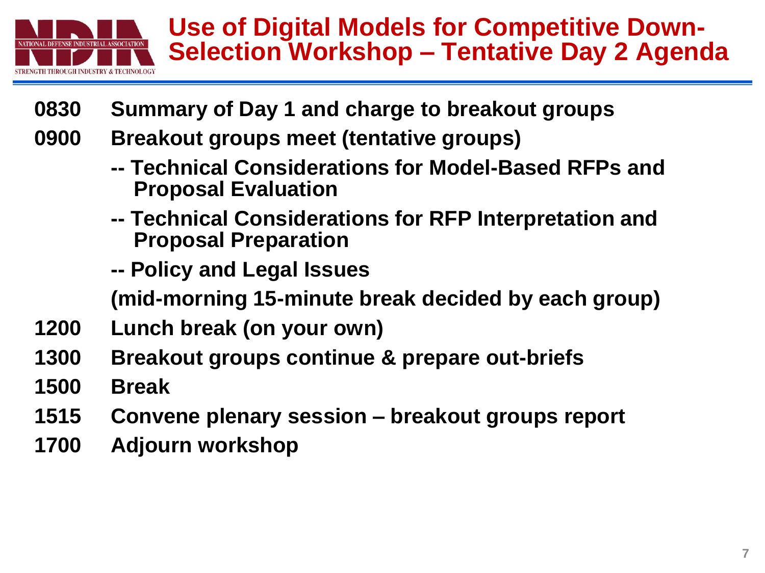# Use of Digital Models for Competitive Down-Selection Workshop – Tentative Day 2 Agenda

**0830** Summary of Day 1 and charge to breakout groups

**0900** Breakout groups meet (tentative groups)

-- Technical Considerations for Model-Based RFPs and Proposal Evaluation

-- Technical Considerations for RFP Interpretation and Proposal Preparation

-- Policy and Legal Issues

(mid-morning 15-minute break decided by each group)

**1200** Lunch break (on your own)

**1300** Breakout groups continue & prepare out-briefs

**1500** Break

**1515** Convene plenary session – breakout groups report

**1700** Adjourn workshop